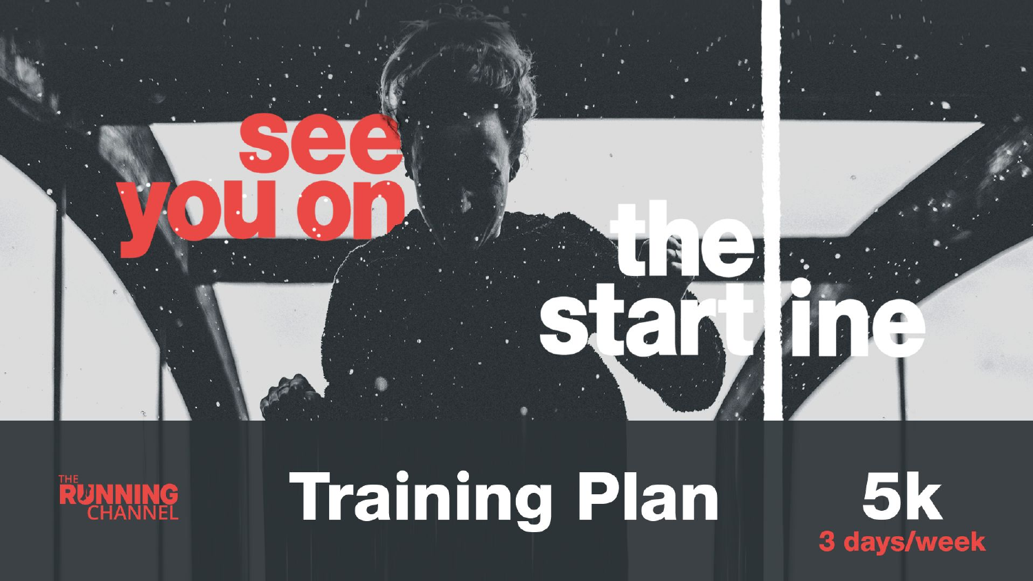# see you on the start line

THE RUNNING CHANNEL

# Training Plan

## 5k

**3 days/week**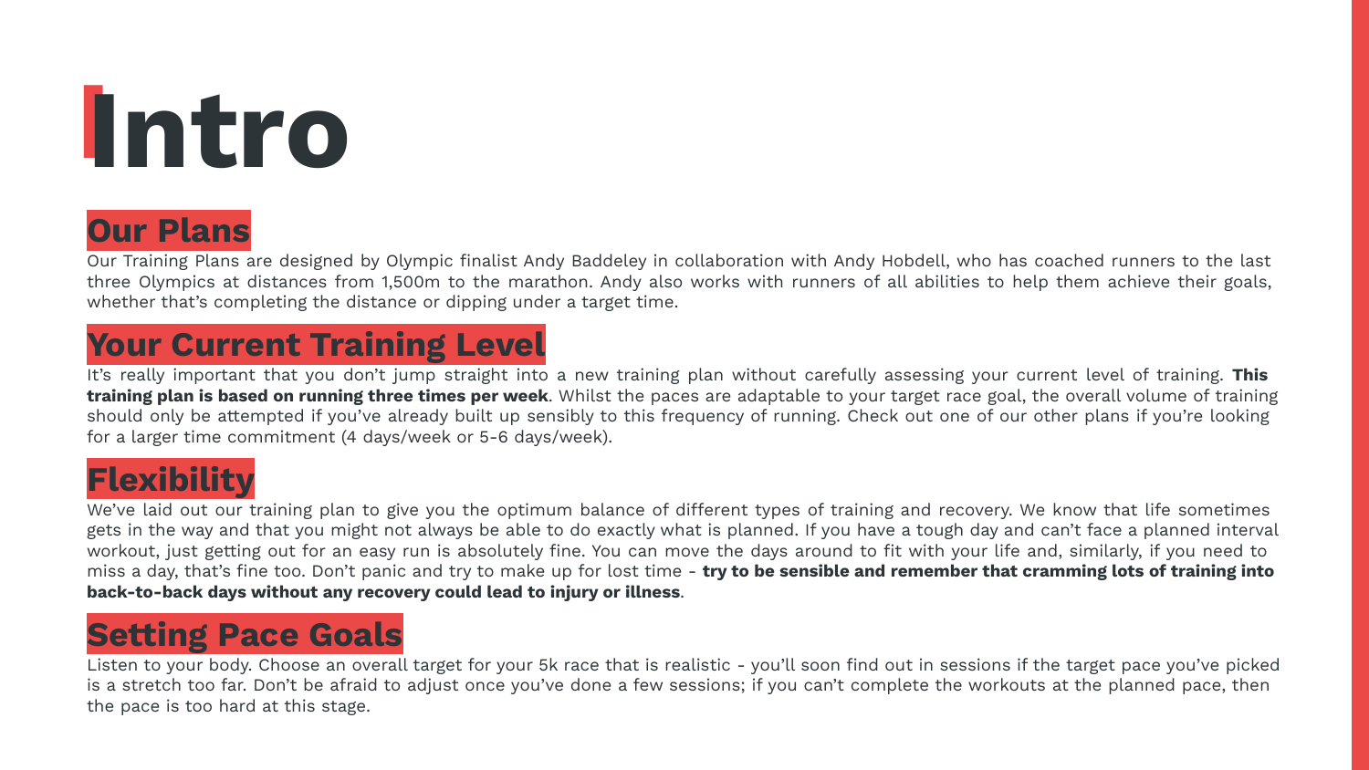# Intro

## Our Plans

Our Training Plans are designed by Olympic finalist Andy Baddeley in collaboration with Andy Hobdell, who has coached runners to the last three Olympics at distances from 1,500m to the marathon. Andy also works with runners of all abilities to help them achieve their goals, whether that's completing the distance or dipping under a target time.

## Your Current Training Level

It's really important that you don't jump straight into a new training plan without carefully assessing your current level of training. **This training plan is based on running three times per week**. Whilst the paces are adaptable to your target race goal, the overall volume of training should only be attempted if you've already built up sensibly to this frequency of running. Check out one of our other plans if you're looking for a larger time commitment (4 days/week or 5-6 days/week).

## Flexibility

We've laid out our training plan to give you the optimum balance of different types of training and recovery. We know that life sometimes gets in the way and that you might not always be able to do exactly what is planned. If you have a tough day and can't face a planned interval workout, just getting out for an easy run is absolutely fine. You can move the days around to fit with your life and, similarly, if you need to miss a day, that's fine too. Don't panic and try to make up for lost time - **try to be sensible and remember that cramming lots of training into back-to-back days without any recovery could lead to injury or illness**.

## Setting Pace Goals

Listen to your body. Choose an overall target for your 5k race that is realistic - you'll soon find out in sessions if the target pace you've picked is a stretch too far. Don't be afraid to adjust once you've done a few sessions; if you can't complete the workouts at the planned pace, then the pace is too hard at this stage.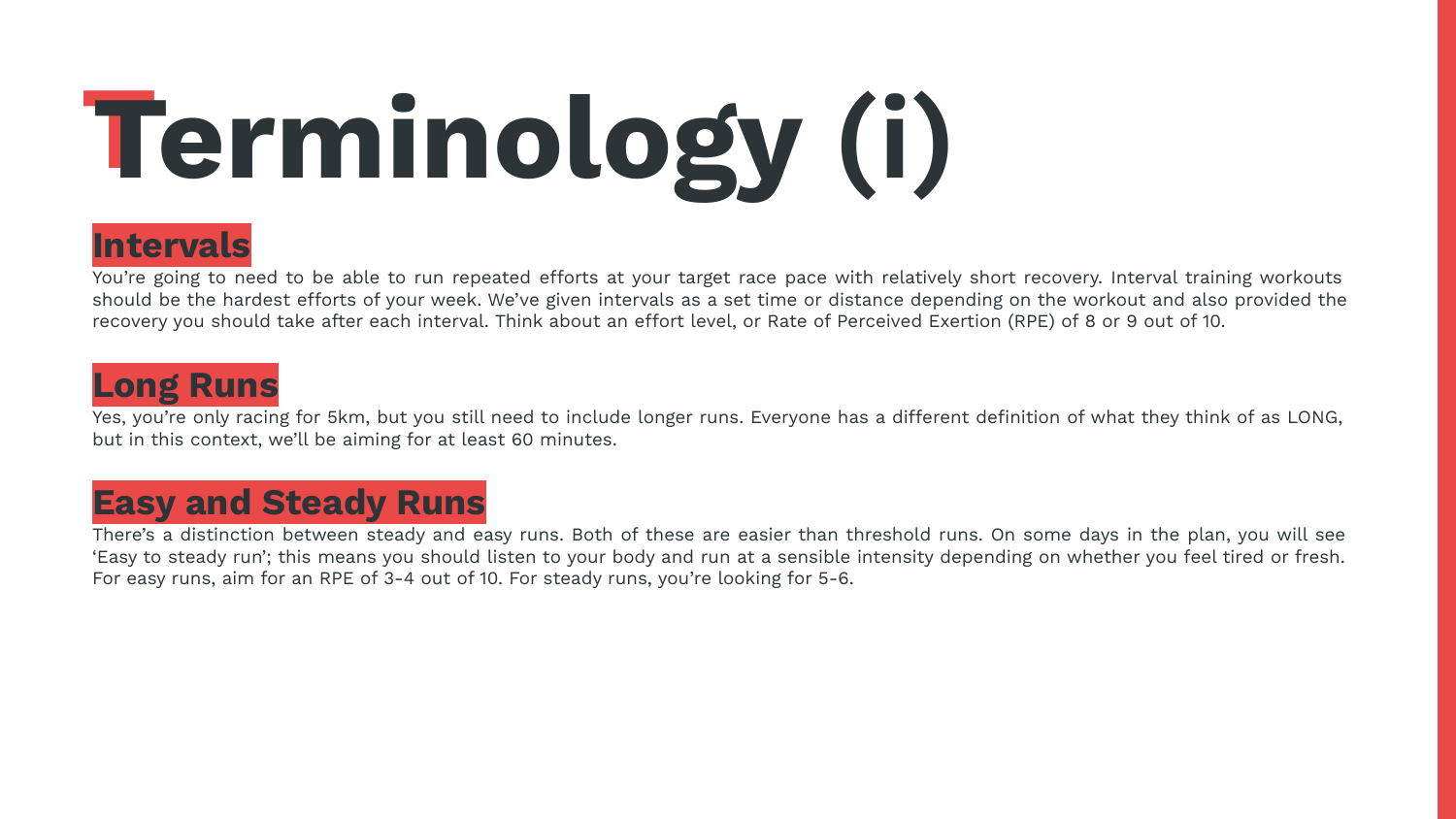# Terminology (i)

## Intervals

You're going to need to be able to run repeated efforts at your target race pace with relatively short recovery. Interval training workouts should be the hardest efforts of your week. We've given intervals as a set time or distance depending on the workout and also provided the recovery you should take after each interval. Think about an effort level, or Rate of Perceived Exertion (RPE) of 8 or 9 out of 10.

## Long Runs

Yes, you're only racing for 5km, but you still need to include longer runs. Everyone has a different definition of what they think of as LONG, but in this context, we'll be aiming for at least 60 minutes.

## Easy and Steady Runs

There's a distinction between steady and easy runs. Both of these are easier than threshold runs. On some days in the plan, you will see 'Easy to steady run'; this means you should listen to your body and run at a sensible intensity depending on whether you feel tired or fresh. For easy runs, aim for an RPE of 3-4 out of 10. For steady runs, you're looking for 5-6.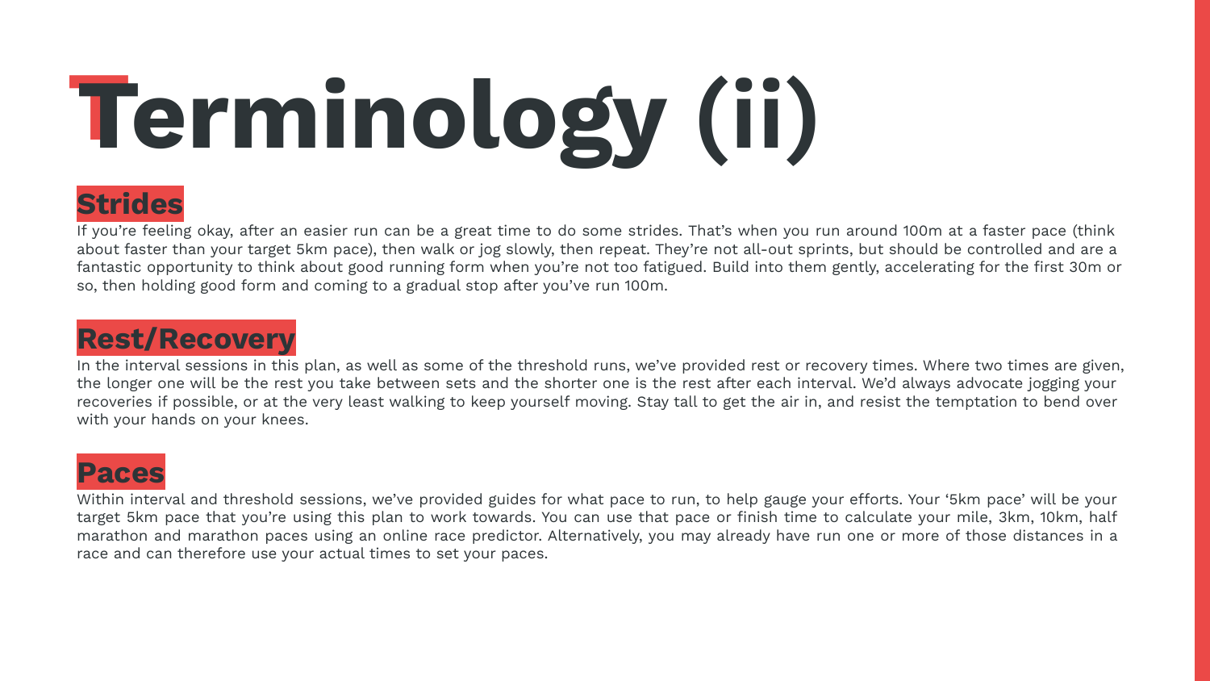# Terminology (ii)

## Strides

If you're feeling okay, after an easier run can be a great time to do some strides. That's when you run around 100m at a faster pace (think about faster than your target 5km pace), then walk or jog slowly, then repeat. They're not all-out sprints, but should be controlled and are a fantastic opportunity to think about good running form when you're not too fatigued. Build into them gently, accelerating for the first 30m or so, then holding good form and coming to a gradual stop after you've run 100m.

## Rest/Recovery

In the interval sessions in this plan, as well as some of the threshold runs, we've provided rest or recovery times. Where two times are given, the longer one will be the rest you take between sets and the shorter one is the rest after each interval. We'd always advocate jogging your recoveries if possible, or at the very least walking to keep yourself moving. Stay tall to get the air in, and resist the temptation to bend over with your hands on your knees.

## Paces

Within interval and threshold sessions, we've provided guides for what pace to run, to help gauge your efforts. Your '5km pace' will be your target 5km pace that you're using this plan to work towards. You can use that pace or finish time to calculate your mile, 3km, 10km, half marathon and marathon paces using an online race predictor. Alternatively, you may already have run one or more of those distances in a race and can therefore use your actual times to set your paces.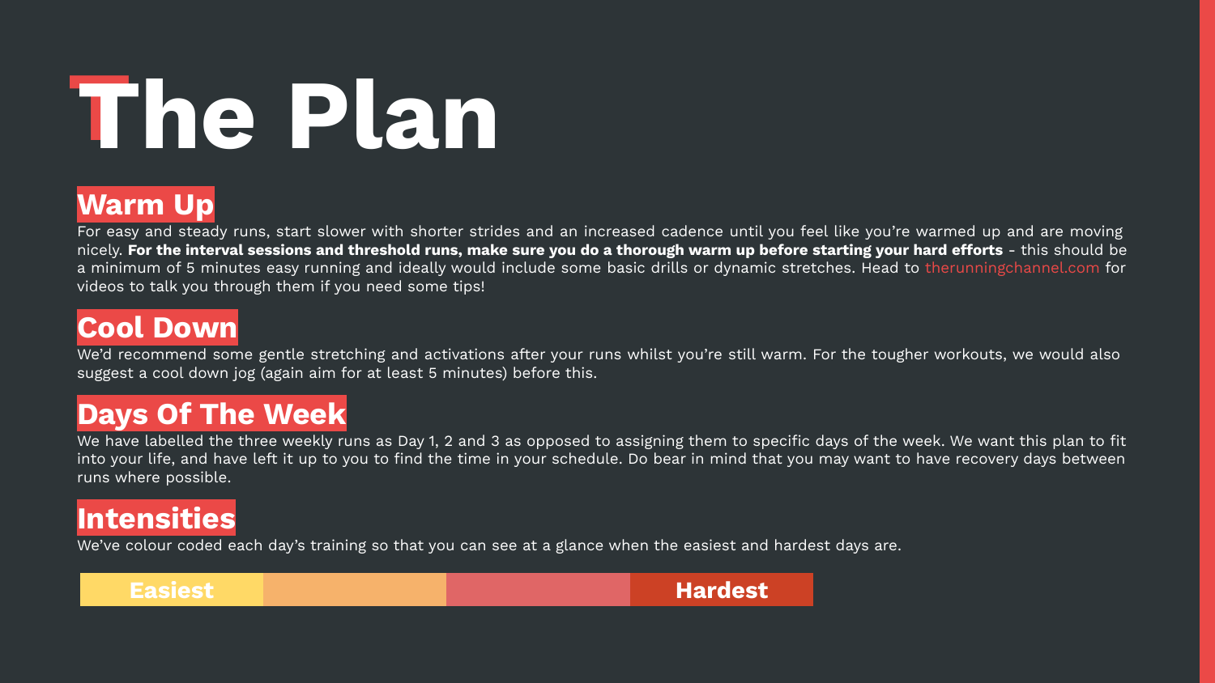# The Plan

## Warm Up

For easy and steady runs, start slower with shorter strides and an increased cadence until you feel like you're warmed up and are moving nicely. **For the interval sessions and threshold runs, make sure you do a thorough warm up before starting your hard efforts** - this should be a minimum of 5 minutes easy running and ideally would include some basic drills or dynamic stretches. Head to therunningchannel.com for videos to talk you through them if you need some tips!

## Cool Down

We'd recommend some gentle stretching and activations after your runs whilst you're still warm. For the tougher workouts, we would also suggest a cool down jog (again aim for at least 5 minutes) before this.

## Days Of The Week

We have labelled the three weekly runs as Day 1, 2 and 3 as opposed to assigning them to specific days of the week. We want this plan to fit into your life, and have left it up to you to find the time in your schedule. Do bear in mind that you may want to have recovery days between runs where possible.

## Intensities

We've colour coded each day's training so that you can see at a glance when the easiest and hardest days are.

| Easiest | | | Hardest |
|---|---|---|---|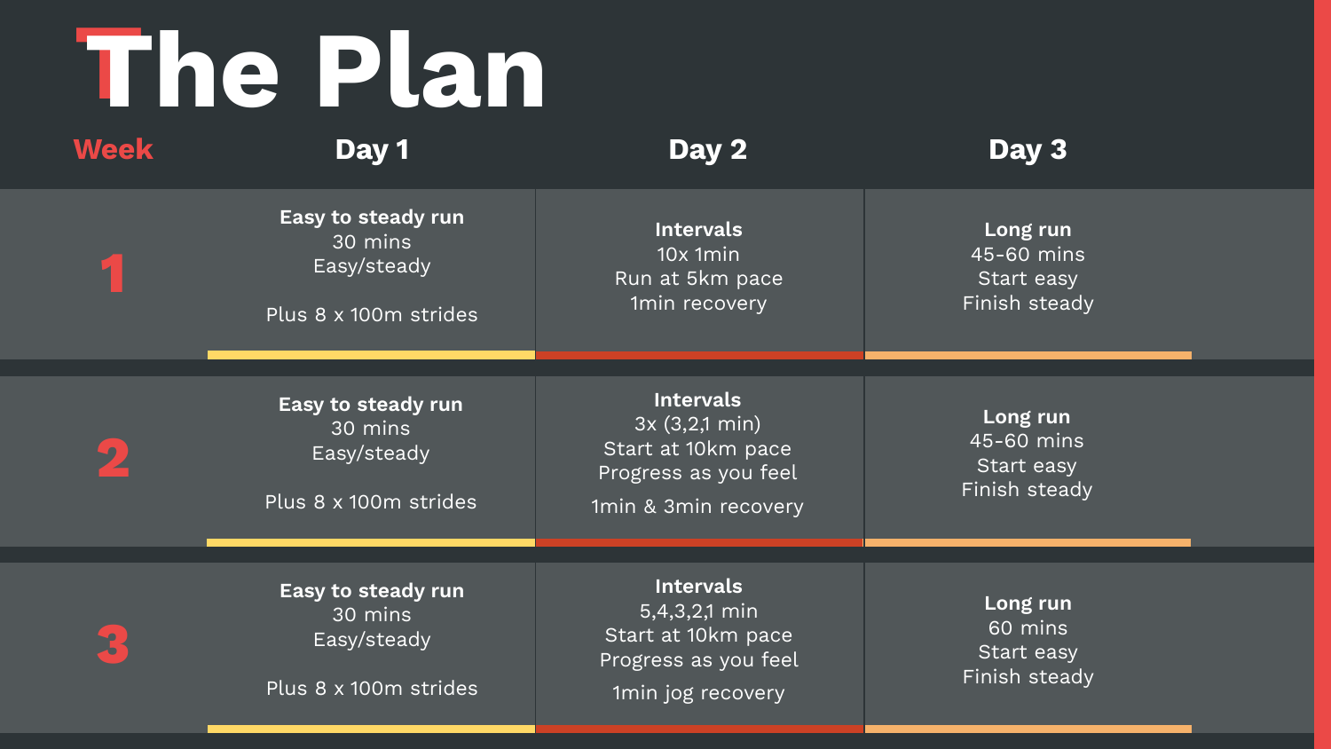# The Plan

| Week | Day 1 | Day 2 | Day 3 |
|---|---|---|---|
| 1 | **Easy to steady run**<br>30 mins<br>Easy/steady<br><br>Plus 8 x 100m strides | **Intervals**<br>10x 1min<br>Run at 5km pace<br>1min recovery | **Long run**<br>45-60 mins<br>Start easy<br>Finish steady |
| 2 | **Easy to steady run**<br>30 mins<br>Easy/steady<br><br>Plus 8 x 100m strides | **Intervals**<br>3x (3,2,1 min)<br>Start at 10km pace<br>Progress as you feel<br>1min & 3min recovery | **Long run**<br>45-60 mins<br>Start easy<br>Finish steady |
| 3 | **Easy to steady run**<br>30 mins<br>Easy/steady<br><br>Plus 8 x 100m strides | **Intervals**<br>5,4,3,2,1 min<br>Start at 10km pace<br>Progress as you feel<br>1min jog recovery | **Long run**<br>60 mins<br>Start easy<br>Finish steady |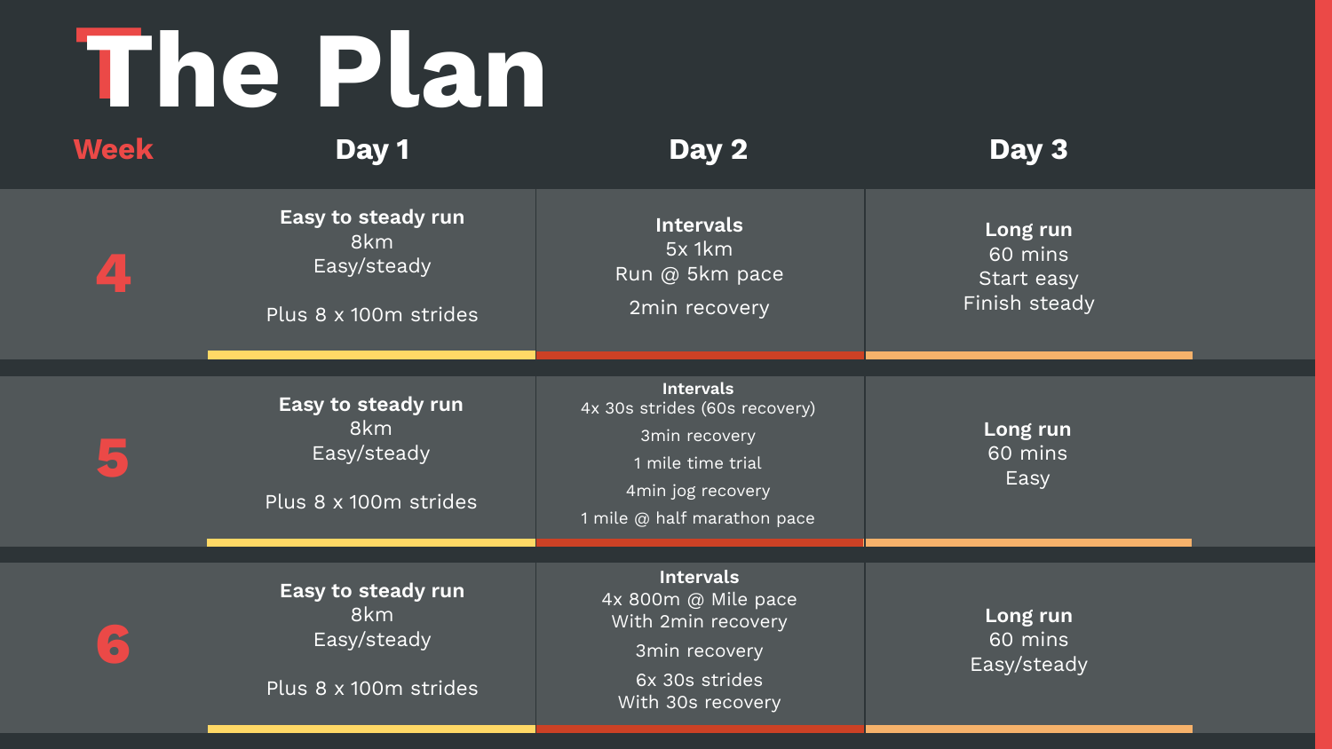# The Plan

| Week | Day 1 | Day 2 | Day 3 |
| --- | --- | --- | --- |
| 4 | **Easy to steady run**<br>8km<br>Easy/steady<br><br>Plus 8 x 100m strides | **Intervals**<br>5x 1km<br>Run @ 5km pace<br>2min recovery | **Long run**<br>60 mins<br>Start easy<br>Finish steady |
| 5 | **Easy to steady run**<br>8km<br>Easy/steady<br><br>Plus 8 x 100m strides | **Intervals**<br>4x 30s strides (60s recovery)<br>3min recovery<br>1 mile time trial<br>4min jog recovery<br>1 mile @ half marathon pace | **Long run**<br>60 mins<br>Easy |
| 6 | **Easy to steady run**<br>8km<br>Easy/steady<br><br>Plus 8 x 100m strides | **Intervals**<br>4x 800m @ Mile pace<br>With 2min recovery<br>3min recovery<br>6x 30s strides<br>With 30s recovery | **Long run**<br>60 mins<br>Easy/steady |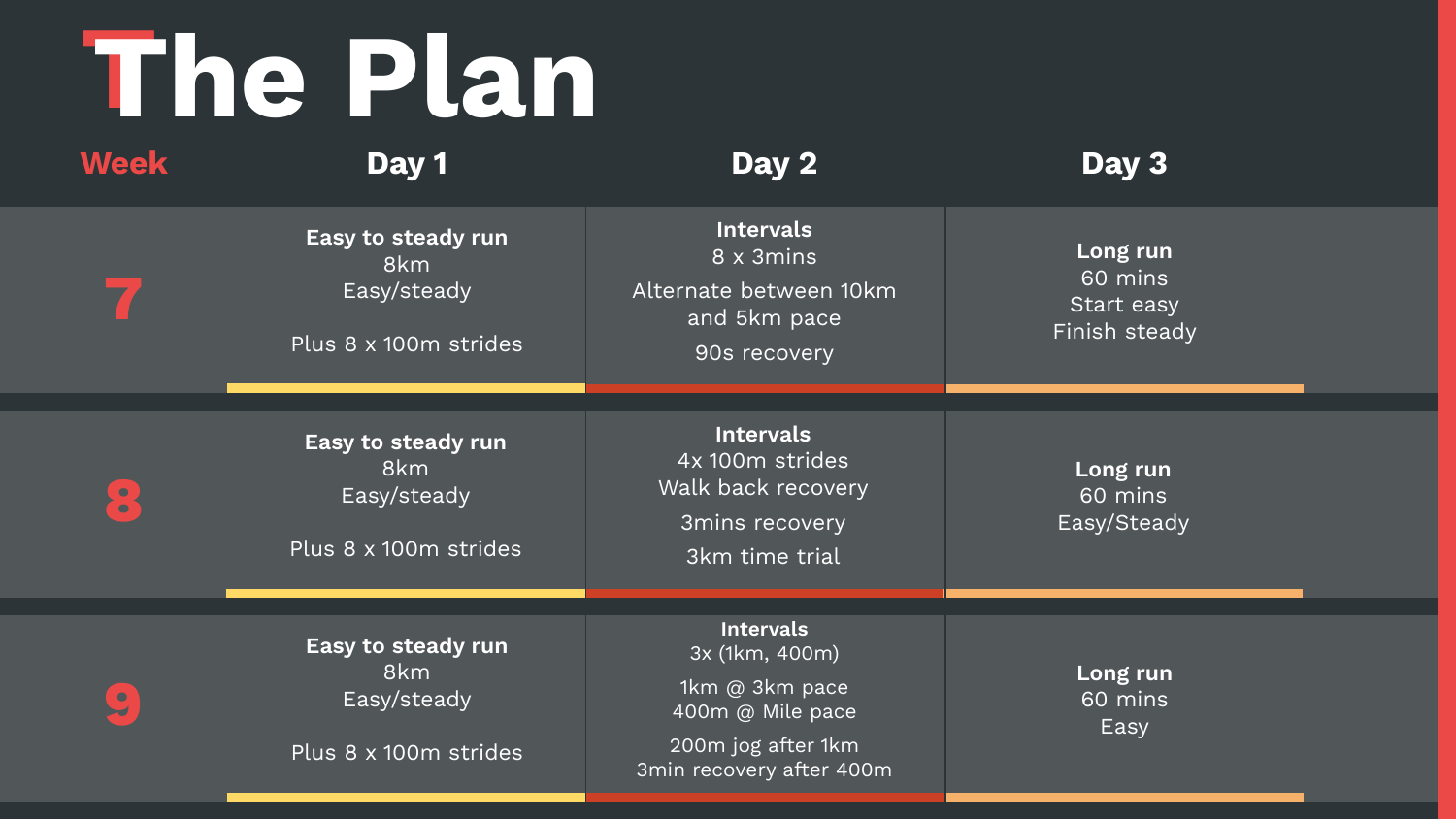# The Plan

| Week | Day 1 | Day 2 | Day 3 |
| --- | --- | --- | --- |
| 7 | **Easy to steady run**<br>8km<br>Easy/steady<br><br>Plus 8 x 100m strides | **Intervals**<br>8 x 3mins<br>Alternate between 10km and 5km pace<br>90s recovery | **Long run**<br>60 mins<br>Start easy<br>Finish steady |
| 8 | **Easy to steady run**<br>8km<br>Easy/steady<br><br>Plus 8 x 100m strides | **Intervals**<br>4x 100m strides<br>Walk back recovery<br>3mins recovery<br>3km time trial | **Long run**<br>60 mins<br>Easy/Steady |
| 9 | **Easy to steady run**<br>8km<br>Easy/steady<br><br>Plus 8 x 100m strides | **Intervals**<br>3x (1km, 400m)<br>1km @ 3km pace<br>400m @ Mile pace<br>200m jog after 1km<br>3min recovery after 400m | **Long run**<br>60 mins<br>Easy |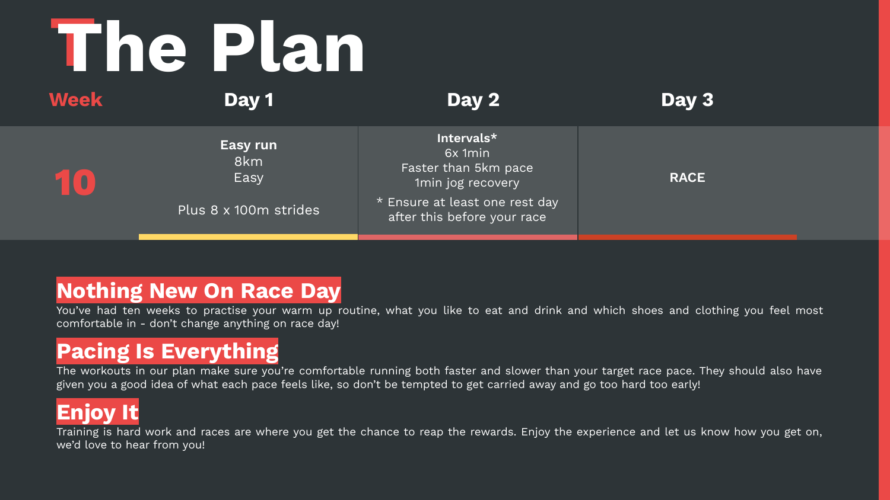# The Plan

| Week | Day 1 | Day 2 | Day 3 |
| --- | --- | --- | --- |
| 10 | **Easy run**<br>8km<br>Easy<br><br>Plus 8 x 100m strides | **Intervals***<br>6x 1min<br>Faster than 5km pace<br>1min jog recovery<br>* Ensure at least one rest day after this before your race | **RACE** |

## Nothing New On Race Day

You've had ten weeks to practise your warm up routine, what you like to eat and drink and which shoes and clothing you feel most comfortable in - don't change anything on race day!

## Pacing Is Everything

The workouts in our plan make sure you're comfortable running both faster and slower than your target race pace. They should also have given you a good idea of what each pace feels like, so don't be tempted to get carried away and go too hard too early!

## Enjoy It

Training is hard work and races are where you get the chance to reap the rewards. Enjoy the experience and let us know how you get on, we'd love to hear from you!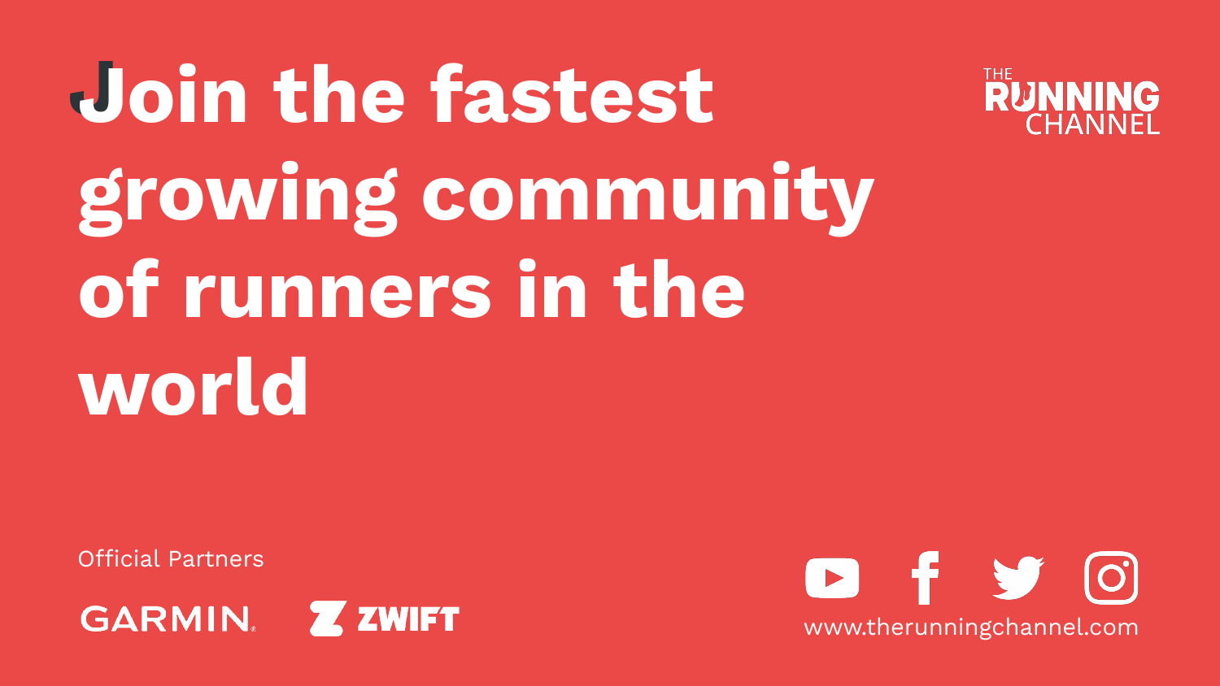# Join the fastest growing community of runners in the world

THE RUNNING CHANNEL

Official Partners

GARMIN. ZWIFT

www.therunningchannel.com